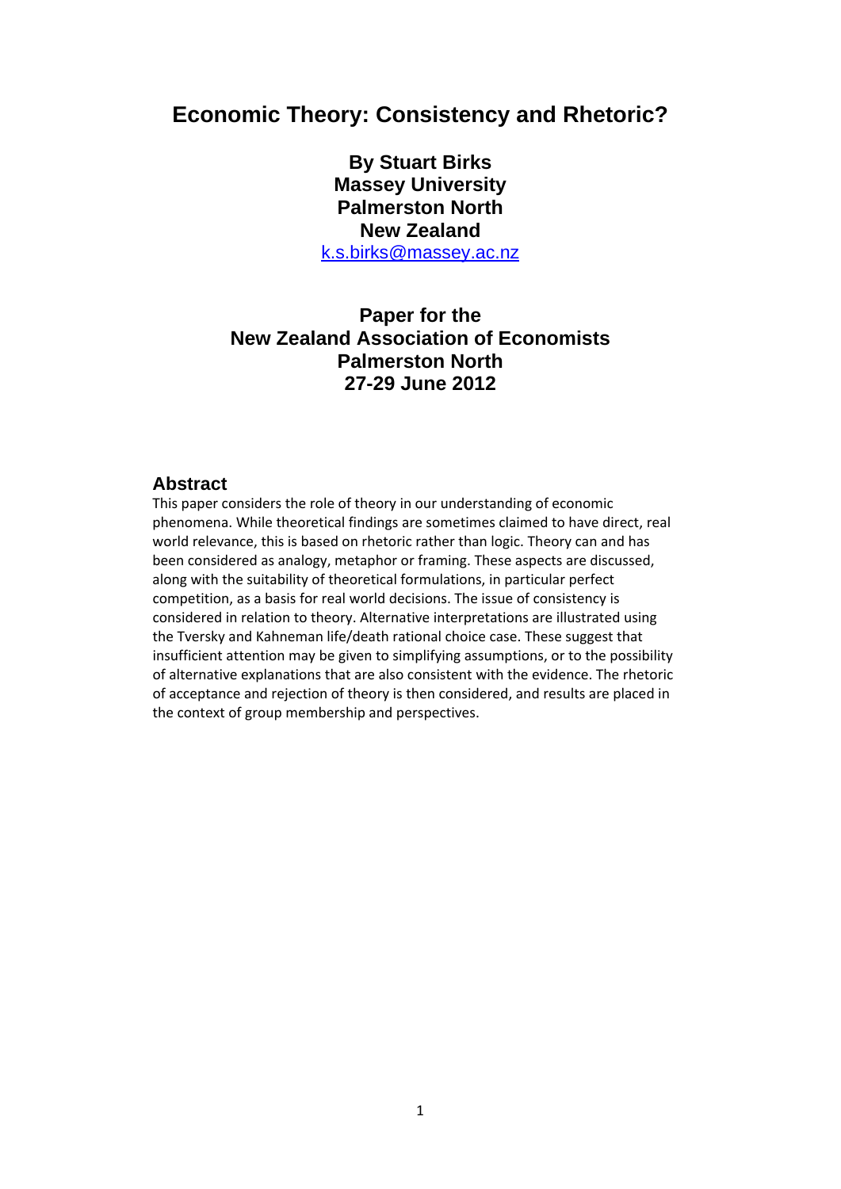# Economic Theory: Consistency and Rhetoric?

**By Stuart Birks**
**Massey University**
**Palmerston North**
**New Zealand**
k.s.birks@massey.ac.nz

**Paper for the**
**New Zealand Association of Economists**
**Palmerston North**
**27-29 June 2012**

## Abstract

This paper considers the role of theory in our understanding of economic phenomena. While theoretical findings are sometimes claimed to have direct, real world relevance, this is based on rhetoric rather than logic. Theory can and has been considered as analogy, metaphor or framing. These aspects are discussed, along with the suitability of theoretical formulations, in particular perfect competition, as a basis for real world decisions. The issue of consistency is considered in relation to theory. Alternative interpretations are illustrated using the Tversky and Kahneman life/death rational choice case. These suggest that insufficient attention may be given to simplifying assumptions, or to the possibility of alternative explanations that are also consistent with the evidence. The rhetoric of acceptance and rejection of theory is then considered, and results are placed in the context of group membership and perspectives.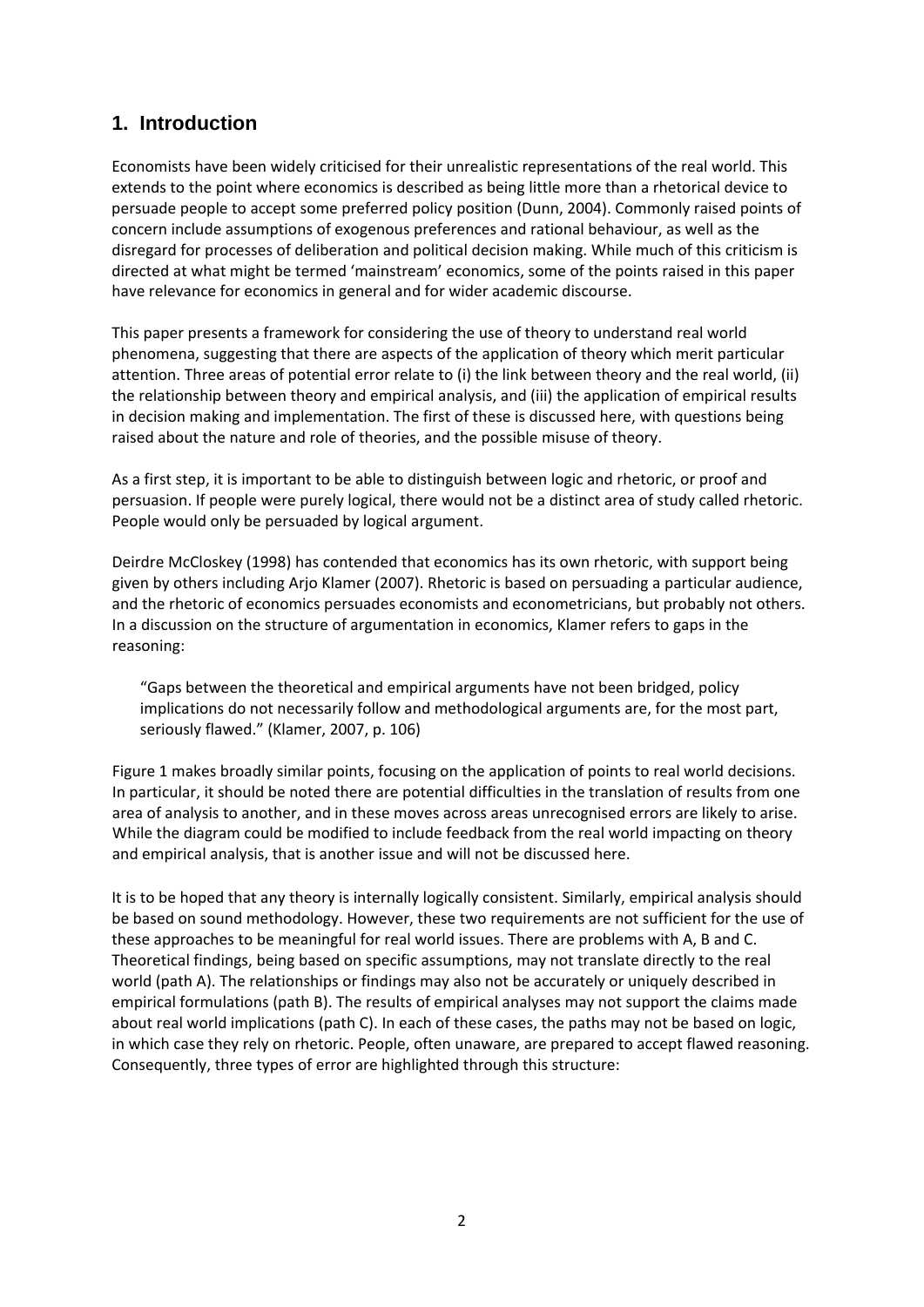## 1. Introduction

Economists have been widely criticised for their unrealistic representations of the real world. This extends to the point where economics is described as being little more than a rhetorical device to persuade people to accept some preferred policy position (Dunn, 2004). Commonly raised points of concern include assumptions of exogenous preferences and rational behaviour, as well as the disregard for processes of deliberation and political decision making. While much of this criticism is directed at what might be termed 'mainstream' economics, some of the points raised in this paper have relevance for economics in general and for wider academic discourse.

This paper presents a framework for considering the use of theory to understand real world phenomena, suggesting that there are aspects of the application of theory which merit particular attention. Three areas of potential error relate to (i) the link between theory and the real world, (ii) the relationship between theory and empirical analysis, and (iii) the application of empirical results in decision making and implementation. The first of these is discussed here, with questions being raised about the nature and role of theories, and the possible misuse of theory.

As a first step, it is important to be able to distinguish between logic and rhetoric, or proof and persuasion. If people were purely logical, there would not be a distinct area of study called rhetoric. People would only be persuaded by logical argument.

Deirdre McCloskey (1998) has contended that economics has its own rhetoric, with support being given by others including Arjo Klamer (2007). Rhetoric is based on persuading a particular audience, and the rhetoric of economics persuades economists and econometricians, but probably not others. In a discussion on the structure of argumentation in economics, Klamer refers to gaps in the reasoning:

> "Gaps between the theoretical and empirical arguments have not been bridged, policy implications do not necessarily follow and methodological arguments are, for the most part, seriously flawed." (Klamer, 2007, p. 106)

Figure 1 makes broadly similar points, focusing on the application of points to real world decisions. In particular, it should be noted there are potential difficulties in the translation of results from one area of analysis to another, and in these moves across areas unrecognised errors are likely to arise. While the diagram could be modified to include feedback from the real world impacting on theory and empirical analysis, that is another issue and will not be discussed here.

It is to be hoped that any theory is internally logically consistent. Similarly, empirical analysis should be based on sound methodology. However, these two requirements are not sufficient for the use of these approaches to be meaningful for real world issues. There are problems with A, B and C. Theoretical findings, being based on specific assumptions, may not translate directly to the real world (path A). The relationships or findings may also not be accurately or uniquely described in empirical formulations (path B). The results of empirical analyses may not support the claims made about real world implications (path C). In each of these cases, the paths may not be based on logic, in which case they rely on rhetoric. People, often unaware, are prepared to accept flawed reasoning. Consequently, three types of error are highlighted through this structure: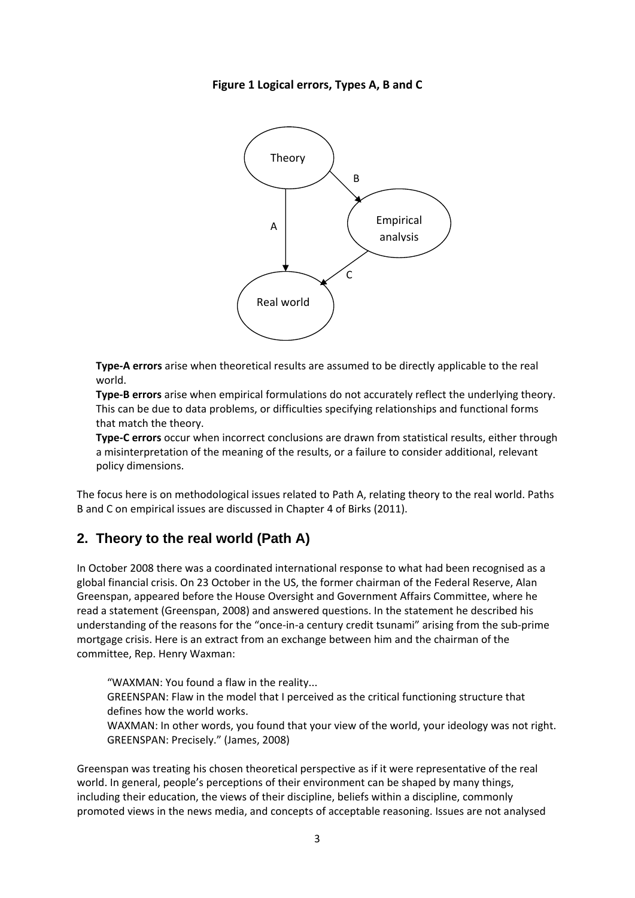**Figure 1 Logical errors, Types A, B and C**

**Type-A errors** arise when theoretical results are assumed to be directly applicable to the real world.

**Type-B errors** arise when empirical formulations do not accurately reflect the underlying theory. This can be due to data problems, or difficulties specifying relationships and functional forms that match the theory.

**Type-C errors** occur when incorrect conclusions are drawn from statistical results, either through a misinterpretation of the meaning of the results, or a failure to consider additional, relevant policy dimensions.

The focus here is on methodological issues related to Path A, relating theory to the real world. Paths B and C on empirical issues are discussed in Chapter 4 of Birks (2011).

## 2. Theory to the real world (Path A)

In October 2008 there was a coordinated international response to what had been recognised as a global financial crisis. On 23 October in the US, the former chairman of the Federal Reserve, Alan Greenspan, appeared before the House Oversight and Government Affairs Committee, where he read a statement (Greenspan, 2008) and answered questions. In the statement he described his understanding of the reasons for the "once-in-a century credit tsunami" arising from the sub-prime mortgage crisis. Here is an extract from an exchange between him and the chairman of the committee, Rep. Henry Waxman:

> "WAXMAN: You found a flaw in the reality...
> GREENSPAN: Flaw in the model that I perceived as the critical functioning structure that defines how the world works.
> WAXMAN: In other words, you found that your view of the world, your ideology was not right.
> GREENSPAN: Precisely." (James, 2008)

Greenspan was treating his chosen theoretical perspective as if it were representative of the real world. In general, people's perceptions of their environment can be shaped by many things, including their education, the views of their discipline, beliefs within a discipline, commonly promoted views in the news media, and concepts of acceptable reasoning. Issues are not analysed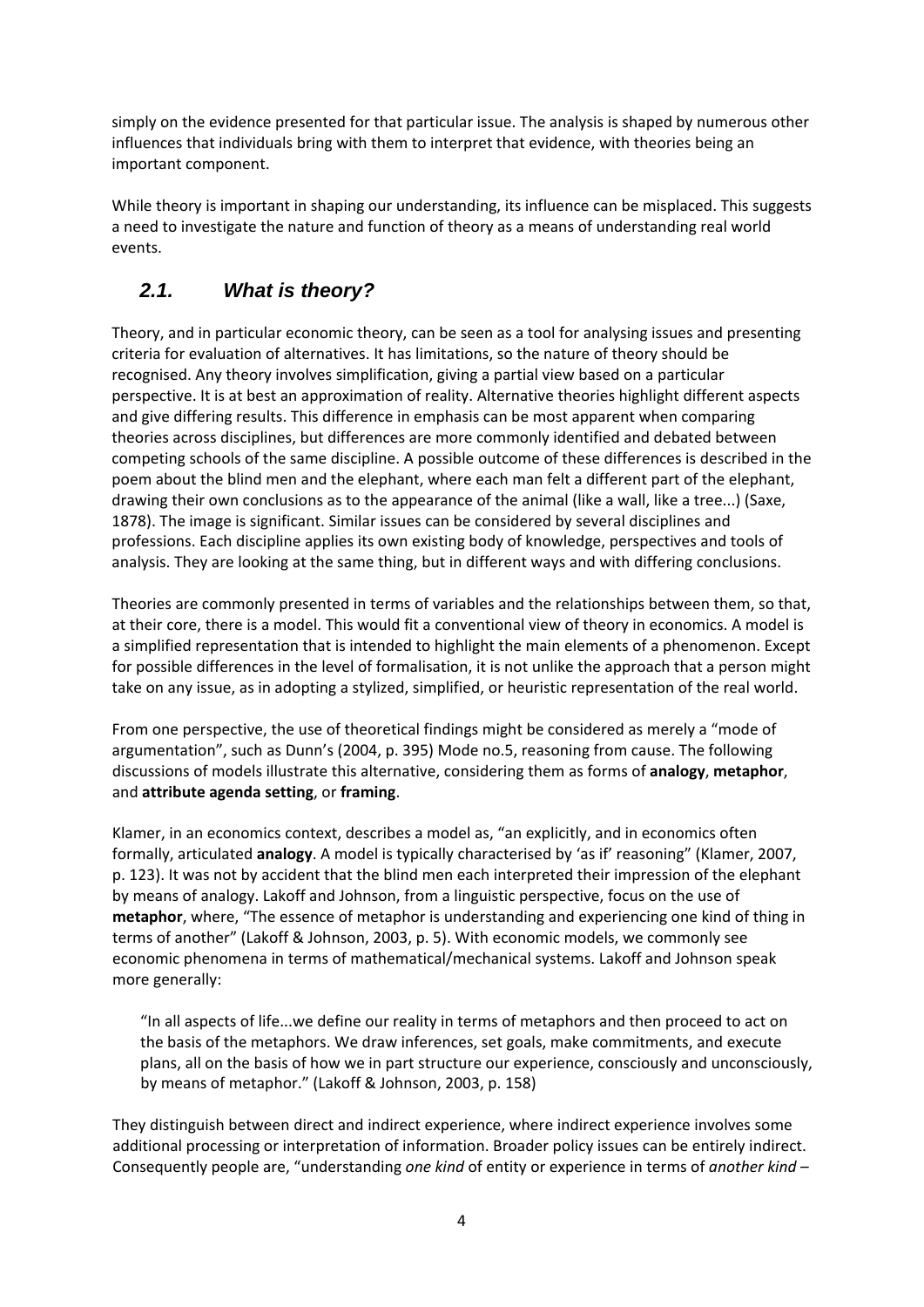simply on the evidence presented for that particular issue. The analysis is shaped by numerous other influences that individuals bring with them to interpret that evidence, with theories being an important component.

While theory is important in shaping our understanding, its influence can be misplaced. This suggests a need to investigate the nature and function of theory as a means of understanding real world events.

## *2.1. What is theory?*

Theory, and in particular economic theory, can be seen as a tool for analysing issues and presenting criteria for evaluation of alternatives. It has limitations, so the nature of theory should be recognised. Any theory involves simplification, giving a partial view based on a particular perspective. It is at best an approximation of reality. Alternative theories highlight different aspects and give differing results. This difference in emphasis can be most apparent when comparing theories across disciplines, but differences are more commonly identified and debated between competing schools of the same discipline. A possible outcome of these differences is described in the poem about the blind men and the elephant, where each man felt a different part of the elephant, drawing their own conclusions as to the appearance of the animal (like a wall, like a tree...) (Saxe, 1878). The image is significant. Similar issues can be considered by several disciplines and professions. Each discipline applies its own existing body of knowledge, perspectives and tools of analysis. They are looking at the same thing, but in different ways and with differing conclusions.

Theories are commonly presented in terms of variables and the relationships between them, so that, at their core, there is a model. This would fit a conventional view of theory in economics. A model is a simplified representation that is intended to highlight the main elements of a phenomenon. Except for possible differences in the level of formalisation, it is not unlike the approach that a person might take on any issue, as in adopting a stylized, simplified, or heuristic representation of the real world.

From one perspective, the use of theoretical findings might be considered as merely a "mode of argumentation", such as Dunn's (2004, p. 395) Mode no.5, reasoning from cause. The following discussions of models illustrate this alternative, considering them as forms of **analogy**, **metaphor**, and **attribute agenda setting**, or **framing**.

Klamer, in an economics context, describes a model as, "an explicitly, and in economics often formally, articulated **analogy**. A model is typically characterised by 'as if' reasoning" (Klamer, 2007, p. 123). It was not by accident that the blind men each interpreted their impression of the elephant by means of analogy. Lakoff and Johnson, from a linguistic perspective, focus on the use of **metaphor**, where, "The essence of metaphor is understanding and experiencing one kind of thing in terms of another" (Lakoff & Johnson, 2003, p. 5). With economic models, we commonly see economic phenomena in terms of mathematical/mechanical systems. Lakoff and Johnson speak more generally:

> "In all aspects of life...we define our reality in terms of metaphors and then proceed to act on the basis of the metaphors. We draw inferences, set goals, make commitments, and execute plans, all on the basis of how we in part structure our experience, consciously and unconsciously, by means of metaphor." (Lakoff & Johnson, 2003, p. 158)

They distinguish between direct and indirect experience, where indirect experience involves some additional processing or interpretation of information. Broader policy issues can be entirely indirect. Consequently people are, "understanding *one kind* of entity or experience in terms of *another kind* –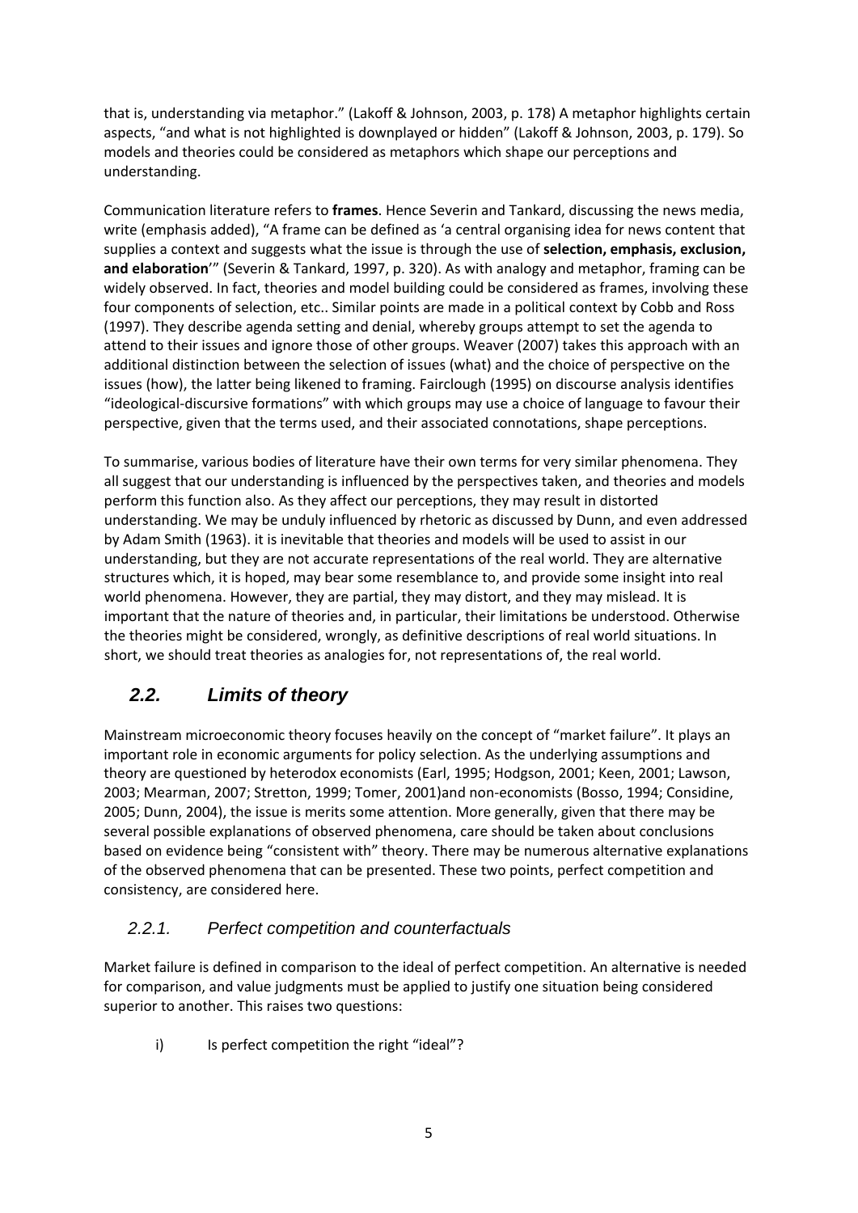that is, understanding via metaphor." (Lakoff & Johnson, 2003, p. 178) A metaphor highlights certain aspects, "and what is not highlighted is downplayed or hidden" (Lakoff & Johnson, 2003, p. 179). So models and theories could be considered as metaphors which shape our perceptions and understanding.

Communication literature refers to **frames**. Hence Severin and Tankard, discussing the news media, write (emphasis added), "A frame can be defined as 'a central organising idea for news content that supplies a context and suggests what the issue is through the use of **selection, emphasis, exclusion, and elaboration**'" (Severin & Tankard, 1997, p. 320). As with analogy and metaphor, framing can be widely observed. In fact, theories and model building could be considered as frames, involving these four components of selection, etc.. Similar points are made in a political context by Cobb and Ross (1997). They describe agenda setting and denial, whereby groups attempt to set the agenda to attend to their issues and ignore those of other groups. Weaver (2007) takes this approach with an additional distinction between the selection of issues (what) and the choice of perspective on the issues (how), the latter being likened to framing. Fairclough (1995) on discourse analysis identifies "ideological-discursive formations" with which groups may use a choice of language to favour their perspective, given that the terms used, and their associated connotations, shape perceptions.

To summarise, various bodies of literature have their own terms for very similar phenomena. They all suggest that our understanding is influenced by the perspectives taken, and theories and models perform this function also. As they affect our perceptions, they may result in distorted understanding. We may be unduly influenced by rhetoric as discussed by Dunn, and even addressed by Adam Smith (1963). it is inevitable that theories and models will be used to assist in our understanding, but they are not accurate representations of the real world. They are alternative structures which, it is hoped, may bear some resemblance to, and provide some insight into real world phenomena. However, they are partial, they may distort, and they may mislead. It is important that the nature of theories and, in particular, their limitations be understood. Otherwise the theories might be considered, wrongly, as definitive descriptions of real world situations. In short, we should treat theories as analogies for, not representations of, the real world.

## 2.2. Limits of theory

Mainstream microeconomic theory focuses heavily on the concept of "market failure". It plays an important role in economic arguments for policy selection. As the underlying assumptions and theory are questioned by heterodox economists (Earl, 1995; Hodgson, 2001; Keen, 2001; Lawson, 2003; Mearman, 2007; Stretton, 1999; Tomer, 2001)and non-economists (Bosso, 1994; Considine, 2005; Dunn, 2004), the issue is merits some attention. More generally, given that there may be several possible explanations of observed phenomena, care should be taken about conclusions based on evidence being "consistent with" theory. There may be numerous alternative explanations of the observed phenomena that can be presented. These two points, perfect competition and consistency, are considered here.

### 2.2.1. Perfect competition and counterfactuals

Market failure is defined in comparison to the ideal of perfect competition. An alternative is needed for comparison, and value judgments must be applied to justify one situation being considered superior to another. This raises two questions:

i) Is perfect competition the right "ideal"?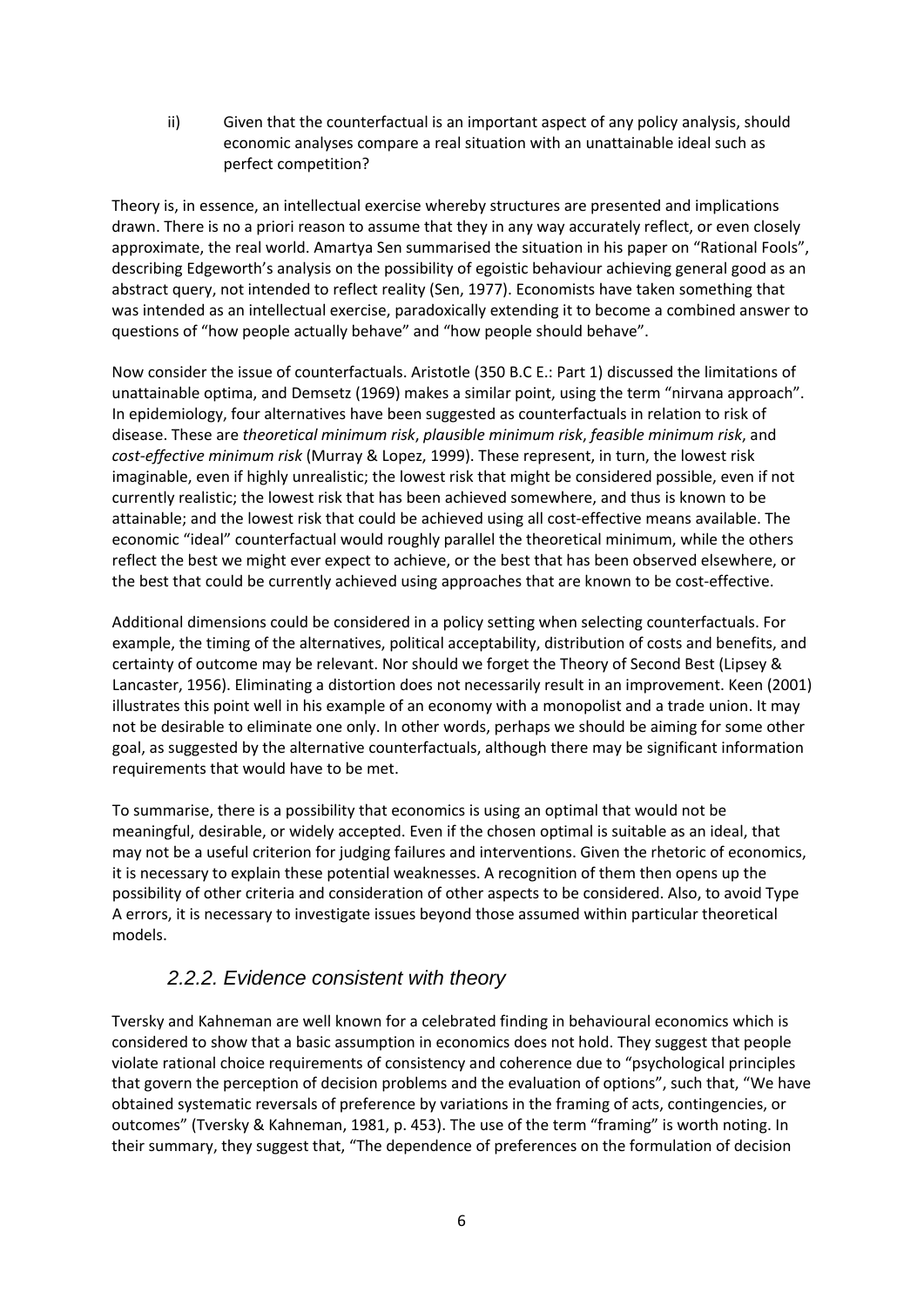ii) Given that the counterfactual is an important aspect of any policy analysis, should economic analyses compare a real situation with an unattainable ideal such as perfect competition?

Theory is, in essence, an intellectual exercise whereby structures are presented and implications drawn. There is no a priori reason to assume that they in any way accurately reflect, or even closely approximate, the real world. Amartya Sen summarised the situation in his paper on "Rational Fools", describing Edgeworth's analysis on the possibility of egoistic behaviour achieving general good as an abstract query, not intended to reflect reality (Sen, 1977). Economists have taken something that was intended as an intellectual exercise, paradoxically extending it to become a combined answer to questions of "how people actually behave" and "how people should behave".

Now consider the issue of counterfactuals. Aristotle (350 B.C E.: Part 1) discussed the limitations of unattainable optima, and Demsetz (1969) makes a similar point, using the term "nirvana approach". In epidemiology, four alternatives have been suggested as counterfactuals in relation to risk of disease. These are *theoretical minimum risk*, *plausible minimum risk*, *feasible minimum risk*, and *cost-effective minimum risk* (Murray & Lopez, 1999). These represent, in turn, the lowest risk imaginable, even if highly unrealistic; the lowest risk that might be considered possible, even if not currently realistic; the lowest risk that has been achieved somewhere, and thus is known to be attainable; and the lowest risk that could be achieved using all cost-effective means available. The economic "ideal" counterfactual would roughly parallel the theoretical minimum, while the others reflect the best we might ever expect to achieve, or the best that has been observed elsewhere, or the best that could be currently achieved using approaches that are known to be cost-effective.

Additional dimensions could be considered in a policy setting when selecting counterfactuals. For example, the timing of the alternatives, political acceptability, distribution of costs and benefits, and certainty of outcome may be relevant. Nor should we forget the Theory of Second Best (Lipsey & Lancaster, 1956). Eliminating a distortion does not necessarily result in an improvement. Keen (2001) illustrates this point well in his example of an economy with a monopolist and a trade union. It may not be desirable to eliminate one only. In other words, perhaps we should be aiming for some other goal, as suggested by the alternative counterfactuals, although there may be significant information requirements that would have to be met.

To summarise, there is a possibility that economics is using an optimal that would not be meaningful, desirable, or widely accepted. Even if the chosen optimal is suitable as an ideal, that may not be a useful criterion for judging failures and interventions. Given the rhetoric of economics, it is necessary to explain these potential weaknesses. A recognition of them then opens up the possibility of other criteria and consideration of other aspects to be considered. Also, to avoid Type A errors, it is necessary to investigate issues beyond those assumed within particular theoretical models.

### *2.2.2. Evidence consistent with theory*

Tversky and Kahneman are well known for a celebrated finding in behavioural economics which is considered to show that a basic assumption in economics does not hold. They suggest that people violate rational choice requirements of consistency and coherence due to "psychological principles that govern the perception of decision problems and the evaluation of options", such that, "We have obtained systematic reversals of preference by variations in the framing of acts, contingencies, or outcomes" (Tversky & Kahneman, 1981, p. 453). The use of the term "framing" is worth noting. In their summary, they suggest that, "The dependence of preferences on the formulation of decision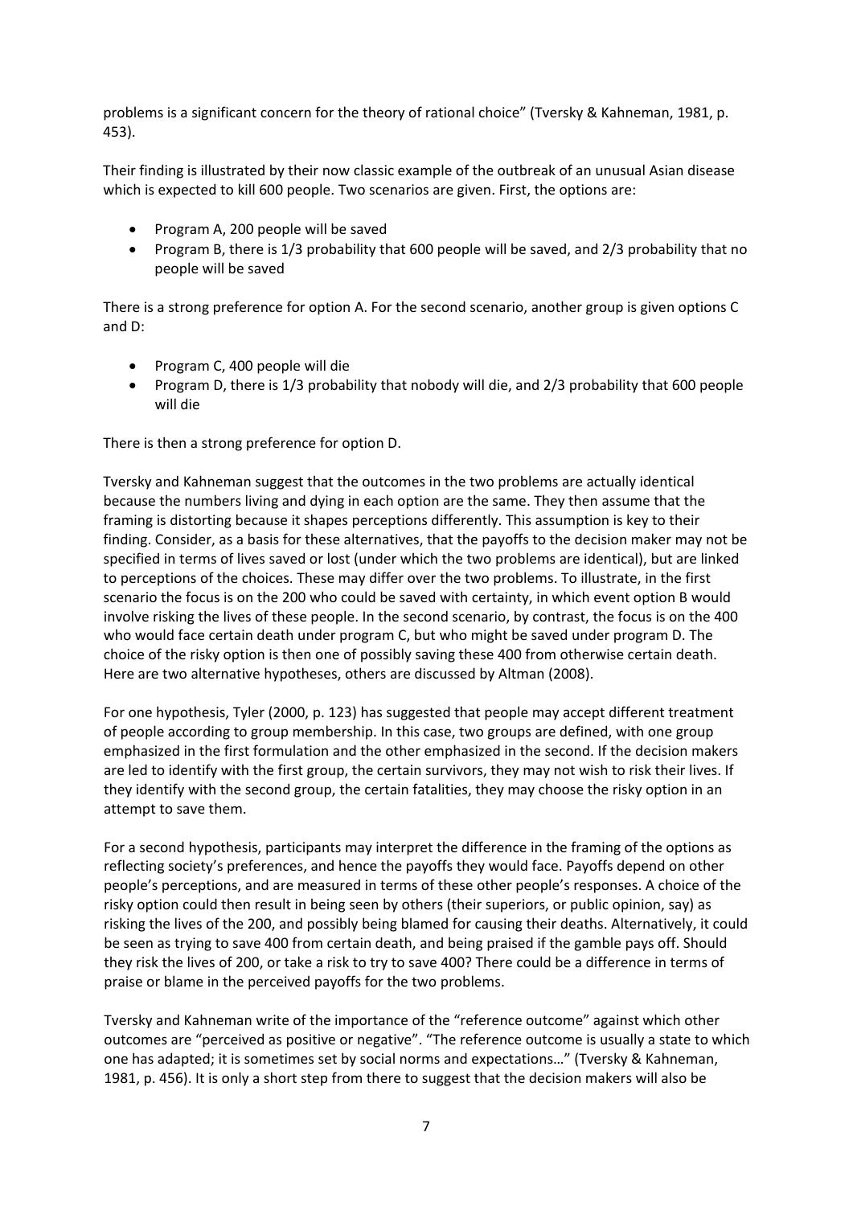problems is a significant concern for the theory of rational choice" (Tversky & Kahneman, 1981, p. 453).

Their finding is illustrated by their now classic example of the outbreak of an unusual Asian disease which is expected to kill 600 people. Two scenarios are given. First, the options are:

- Program A, 200 people will be saved
- Program B, there is 1/3 probability that 600 people will be saved, and 2/3 probability that no people will be saved

There is a strong preference for option A. For the second scenario, another group is given options C and D:

- Program C, 400 people will die
- Program D, there is 1/3 probability that nobody will die, and 2/3 probability that 600 people will die

There is then a strong preference for option D.

Tversky and Kahneman suggest that the outcomes in the two problems are actually identical because the numbers living and dying in each option are the same. They then assume that the framing is distorting because it shapes perceptions differently. This assumption is key to their finding. Consider, as a basis for these alternatives, that the payoffs to the decision maker may not be specified in terms of lives saved or lost (under which the two problems are identical), but are linked to perceptions of the choices. These may differ over the two problems. To illustrate, in the first scenario the focus is on the 200 who could be saved with certainty, in which event option B would involve risking the lives of these people. In the second scenario, by contrast, the focus is on the 400 who would face certain death under program C, but who might be saved under program D. The choice of the risky option is then one of possibly saving these 400 from otherwise certain death. Here are two alternative hypotheses, others are discussed by Altman (2008).

For one hypothesis, Tyler (2000, p. 123) has suggested that people may accept different treatment of people according to group membership. In this case, two groups are defined, with one group emphasized in the first formulation and the other emphasized in the second. If the decision makers are led to identify with the first group, the certain survivors, they may not wish to risk their lives. If they identify with the second group, the certain fatalities, they may choose the risky option in an attempt to save them.

For a second hypothesis, participants may interpret the difference in the framing of the options as reflecting society's preferences, and hence the payoffs they would face. Payoffs depend on other people's perceptions, and are measured in terms of these other people's responses. A choice of the risky option could then result in being seen by others (their superiors, or public opinion, say) as risking the lives of the 200, and possibly being blamed for causing their deaths. Alternatively, it could be seen as trying to save 400 from certain death, and being praised if the gamble pays off. Should they risk the lives of 200, or take a risk to try to save 400? There could be a difference in terms of praise or blame in the perceived payoffs for the two problems.

Tversky and Kahneman write of the importance of the "reference outcome" against which other outcomes are "perceived as positive or negative". "The reference outcome is usually a state to which one has adapted; it is sometimes set by social norms and expectations…" (Tversky & Kahneman, 1981, p. 456). It is only a short step from there to suggest that the decision makers will also be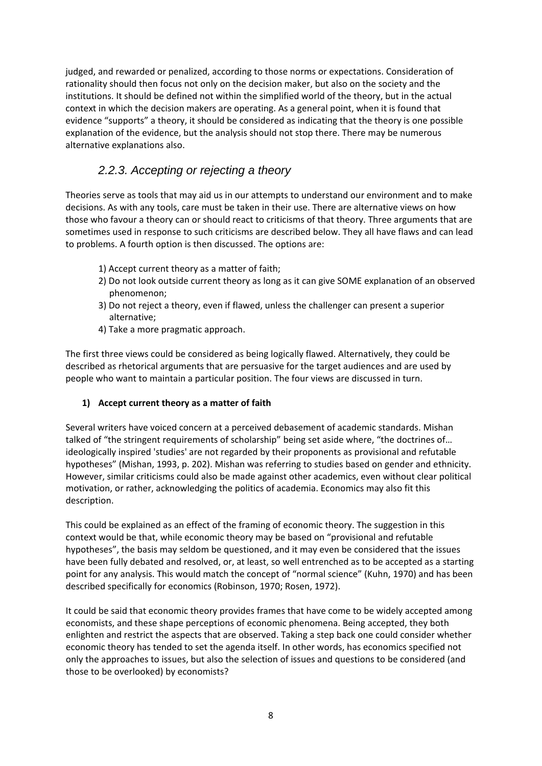judged, and rewarded or penalized, according to those norms or expectations. Consideration of rationality should then focus not only on the decision maker, but also on the society and the institutions. It should be defined not within the simplified world of the theory, but in the actual context in which the decision makers are operating. As a general point, when it is found that evidence "supports" a theory, it should be considered as indicating that the theory is one possible explanation of the evidence, but the analysis should not stop there. There may be numerous alternative explanations also.

### *2.2.3. Accepting or rejecting a theory*

Theories serve as tools that may aid us in our attempts to understand our environment and to make decisions. As with any tools, care must be taken in their use. There are alternative views on how those who favour a theory can or should react to criticisms of that theory. Three arguments that are sometimes used in response to such criticisms are described below. They all have flaws and can lead to problems. A fourth option is then discussed. The options are:

1) Accept current theory as a matter of faith;
2) Do not look outside current theory as long as it can give SOME explanation of an observed phenomenon;
3) Do not reject a theory, even if flawed, unless the challenger can present a superior alternative;
4) Take a more pragmatic approach.

The first three views could be considered as being logically flawed. Alternatively, they could be described as rhetorical arguments that are persuasive for the target audiences and are used by people who want to maintain a particular position. The four views are discussed in turn.

**1) Accept current theory as a matter of faith**

Several writers have voiced concern at a perceived debasement of academic standards. Mishan talked of "the stringent requirements of scholarship" being set aside where, "the doctrines of… ideologically inspired 'studies' are not regarded by their proponents as provisional and refutable hypotheses" (Mishan, 1993, p. 202). Mishan was referring to studies based on gender and ethnicity. However, similar criticisms could also be made against other academics, even without clear political motivation, or rather, acknowledging the politics of academia. Economics may also fit this description.

This could be explained as an effect of the framing of economic theory. The suggestion in this context would be that, while economic theory may be based on "provisional and refutable hypotheses", the basis may seldom be questioned, and it may even be considered that the issues have been fully debated and resolved, or, at least, so well entrenched as to be accepted as a starting point for any analysis. This would match the concept of "normal science" (Kuhn, 1970) and has been described specifically for economics (Robinson, 1970; Rosen, 1972).

It could be said that economic theory provides frames that have come to be widely accepted among economists, and these shape perceptions of economic phenomena. Being accepted, they both enlighten and restrict the aspects that are observed. Taking a step back one could consider whether economic theory has tended to set the agenda itself. In other words, has economics specified not only the approaches to issues, but also the selection of issues and questions to be considered (and those to be overlooked) by economists?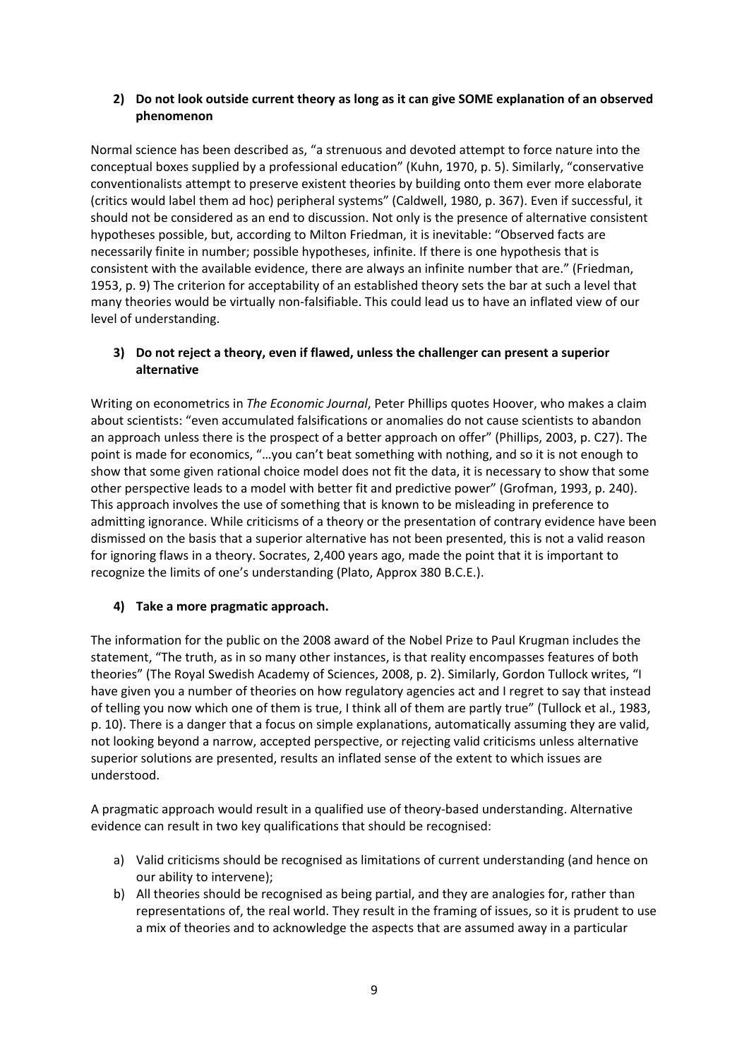**2) Do not look outside current theory as long as it can give SOME explanation of an observed phenomenon**

Normal science has been described as, "a strenuous and devoted attempt to force nature into the conceptual boxes supplied by a professional education" (Kuhn, 1970, p. 5). Similarly, "conservative conventionalists attempt to preserve existent theories by building onto them ever more elaborate (critics would label them ad hoc) peripheral systems" (Caldwell, 1980, p. 367). Even if successful, it should not be considered as an end to discussion. Not only is the presence of alternative consistent hypotheses possible, but, according to Milton Friedman, it is inevitable: "Observed facts are necessarily finite in number; possible hypotheses, infinite. If there is one hypothesis that is consistent with the available evidence, there are always an infinite number that are." (Friedman, 1953, p. 9) The criterion for acceptability of an established theory sets the bar at such a level that many theories would be virtually non-falsifiable. This could lead us to have an inflated view of our level of understanding.

**3) Do not reject a theory, even if flawed, unless the challenger can present a superior alternative**

Writing on econometrics in *The Economic Journal*, Peter Phillips quotes Hoover, who makes a claim about scientists: "even accumulated falsifications or anomalies do not cause scientists to abandon an approach unless there is the prospect of a better approach on offer" (Phillips, 2003, p. C27). The point is made for economics, "…you can't beat something with nothing, and so it is not enough to show that some given rational choice model does not fit the data, it is necessary to show that some other perspective leads to a model with better fit and predictive power" (Grofman, 1993, p. 240). This approach involves the use of something that is known to be misleading in preference to admitting ignorance. While criticisms of a theory or the presentation of contrary evidence have been dismissed on the basis that a superior alternative has not been presented, this is not a valid reason for ignoring flaws in a theory. Socrates, 2,400 years ago, made the point that it is important to recognize the limits of one's understanding (Plato, Approx 380 B.C.E.).

**4) Take a more pragmatic approach.**

The information for the public on the 2008 award of the Nobel Prize to Paul Krugman includes the statement, "The truth, as in so many other instances, is that reality encompasses features of both theories" (The Royal Swedish Academy of Sciences, 2008, p. 2). Similarly, Gordon Tullock writes, "I have given you a number of theories on how regulatory agencies act and I regret to say that instead of telling you now which one of them is true, I think all of them are partly true" (Tullock et al., 1983, p. 10). There is a danger that a focus on simple explanations, automatically assuming they are valid, not looking beyond a narrow, accepted perspective, or rejecting valid criticisms unless alternative superior solutions are presented, results an inflated sense of the extent to which issues are understood.

A pragmatic approach would result in a qualified use of theory-based understanding. Alternative evidence can result in two key qualifications that should be recognised:

a) Valid criticisms should be recognised as limitations of current understanding (and hence on our ability to intervene);
b) All theories should be recognised as being partial, and they are analogies for, rather than representations of, the real world. They result in the framing of issues, so it is prudent to use a mix of theories and to acknowledge the aspects that are assumed away in a particular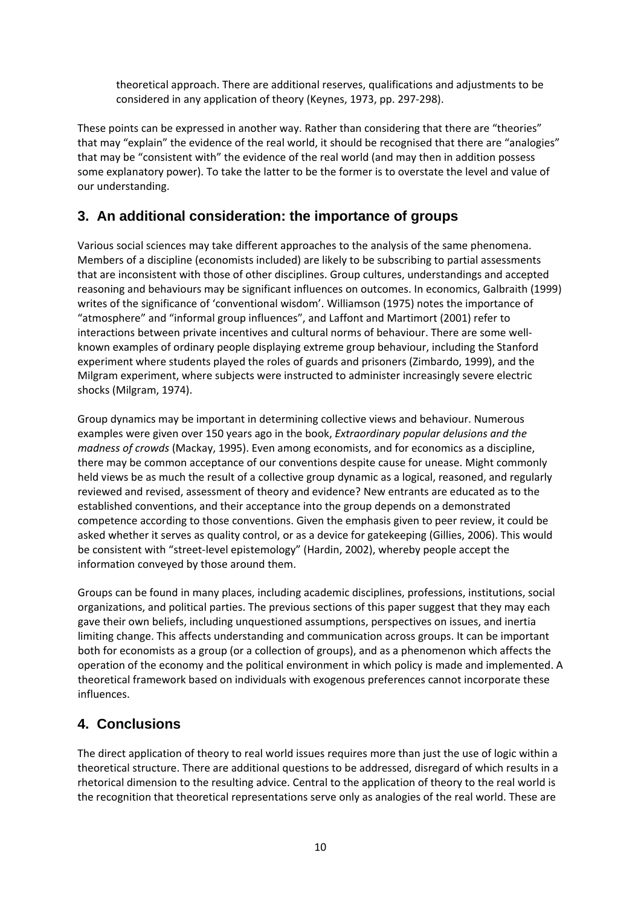theoretical approach. There are additional reserves, qualifications and adjustments to be considered in any application of theory (Keynes, 1973, pp. 297-298).

These points can be expressed in another way. Rather than considering that there are "theories" that may "explain" the evidence of the real world, it should be recognised that there are "analogies" that may be "consistent with" the evidence of the real world (and may then in addition possess some explanatory power). To take the latter to be the former is to overstate the level and value of our understanding.

## 3. An additional consideration: the importance of groups

Various social sciences may take different approaches to the analysis of the same phenomena. Members of a discipline (economists included) are likely to be subscribing to partial assessments that are inconsistent with those of other disciplines. Group cultures, understandings and accepted reasoning and behaviours may be significant influences on outcomes. In economics, Galbraith (1999) writes of the significance of 'conventional wisdom'. Williamson (1975) notes the importance of "atmosphere" and "informal group influences", and Laffont and Martimort (2001) refer to interactions between private incentives and cultural norms of behaviour. There are some well-known examples of ordinary people displaying extreme group behaviour, including the Stanford experiment where students played the roles of guards and prisoners (Zimbardo, 1999), and the Milgram experiment, where subjects were instructed to administer increasingly severe electric shocks (Milgram, 1974).

Group dynamics may be important in determining collective views and behaviour. Numerous examples were given over 150 years ago in the book, *Extraordinary popular delusions and the madness of crowds* (Mackay, 1995). Even among economists, and for economics as a discipline, there may be common acceptance of our conventions despite cause for unease. Might commonly held views be as much the result of a collective group dynamic as a logical, reasoned, and regularly reviewed and revised, assessment of theory and evidence? New entrants are educated as to the established conventions, and their acceptance into the group depends on a demonstrated competence according to those conventions. Given the emphasis given to peer review, it could be asked whether it serves as quality control, or as a device for gatekeeping (Gillies, 2006). This would be consistent with "street-level epistemology" (Hardin, 2002), whereby people accept the information conveyed by those around them.

Groups can be found in many places, including academic disciplines, professions, institutions, social organizations, and political parties. The previous sections of this paper suggest that they may each gave their own beliefs, including unquestioned assumptions, perspectives on issues, and inertia limiting change. This affects understanding and communication across groups. It can be important both for economists as a group (or a collection of groups), and as a phenomenon which affects the operation of the economy and the political environment in which policy is made and implemented. A theoretical framework based on individuals with exogenous preferences cannot incorporate these influences.

## 4. Conclusions

The direct application of theory to real world issues requires more than just the use of logic within a theoretical structure. There are additional questions to be addressed, disregard of which results in a rhetorical dimension to the resulting advice. Central to the application of theory to the real world is the recognition that theoretical representations serve only as analogies of the real world. These are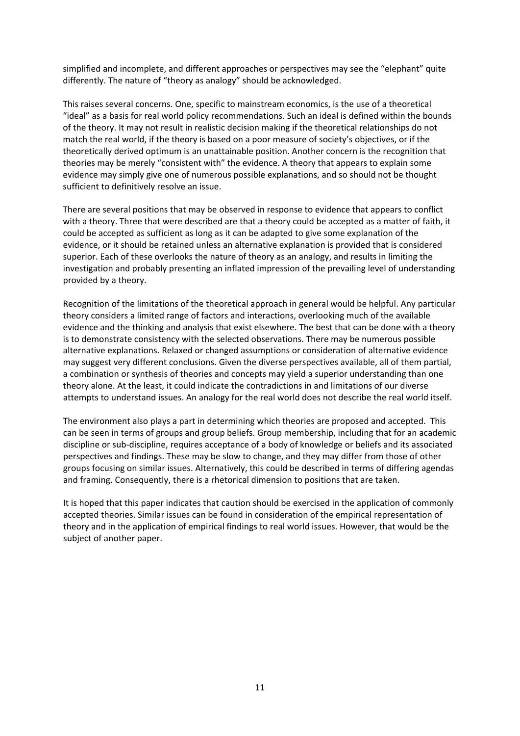simplified and incomplete, and different approaches or perspectives may see the "elephant" quite differently. The nature of "theory as analogy" should be acknowledged.

This raises several concerns. One, specific to mainstream economics, is the use of a theoretical "ideal" as a basis for real world policy recommendations. Such an ideal is defined within the bounds of the theory. It may not result in realistic decision making if the theoretical relationships do not match the real world, if the theory is based on a poor measure of society's objectives, or if the theoretically derived optimum is an unattainable position. Another concern is the recognition that theories may be merely "consistent with" the evidence. A theory that appears to explain some evidence may simply give one of numerous possible explanations, and so should not be thought sufficient to definitively resolve an issue.

There are several positions that may be observed in response to evidence that appears to conflict with a theory. Three that were described are that a theory could be accepted as a matter of faith, it could be accepted as sufficient as long as it can be adapted to give some explanation of the evidence, or it should be retained unless an alternative explanation is provided that is considered superior. Each of these overlooks the nature of theory as an analogy, and results in limiting the investigation and probably presenting an inflated impression of the prevailing level of understanding provided by a theory.

Recognition of the limitations of the theoretical approach in general would be helpful. Any particular theory considers a limited range of factors and interactions, overlooking much of the available evidence and the thinking and analysis that exist elsewhere. The best that can be done with a theory is to demonstrate consistency with the selected observations. There may be numerous possible alternative explanations. Relaxed or changed assumptions or consideration of alternative evidence may suggest very different conclusions. Given the diverse perspectives available, all of them partial, a combination or synthesis of theories and concepts may yield a superior understanding than one theory alone. At the least, it could indicate the contradictions in and limitations of our diverse attempts to understand issues. An analogy for the real world does not describe the real world itself.

The environment also plays a part in determining which theories are proposed and accepted. This can be seen in terms of groups and group beliefs. Group membership, including that for an academic discipline or sub-discipline, requires acceptance of a body of knowledge or beliefs and its associated perspectives and findings. These may be slow to change, and they may differ from those of other groups focusing on similar issues. Alternatively, this could be described in terms of differing agendas and framing. Consequently, there is a rhetorical dimension to positions that are taken.

It is hoped that this paper indicates that caution should be exercised in the application of commonly accepted theories. Similar issues can be found in consideration of the empirical representation of theory and in the application of empirical findings to real world issues. However, that would be the subject of another paper.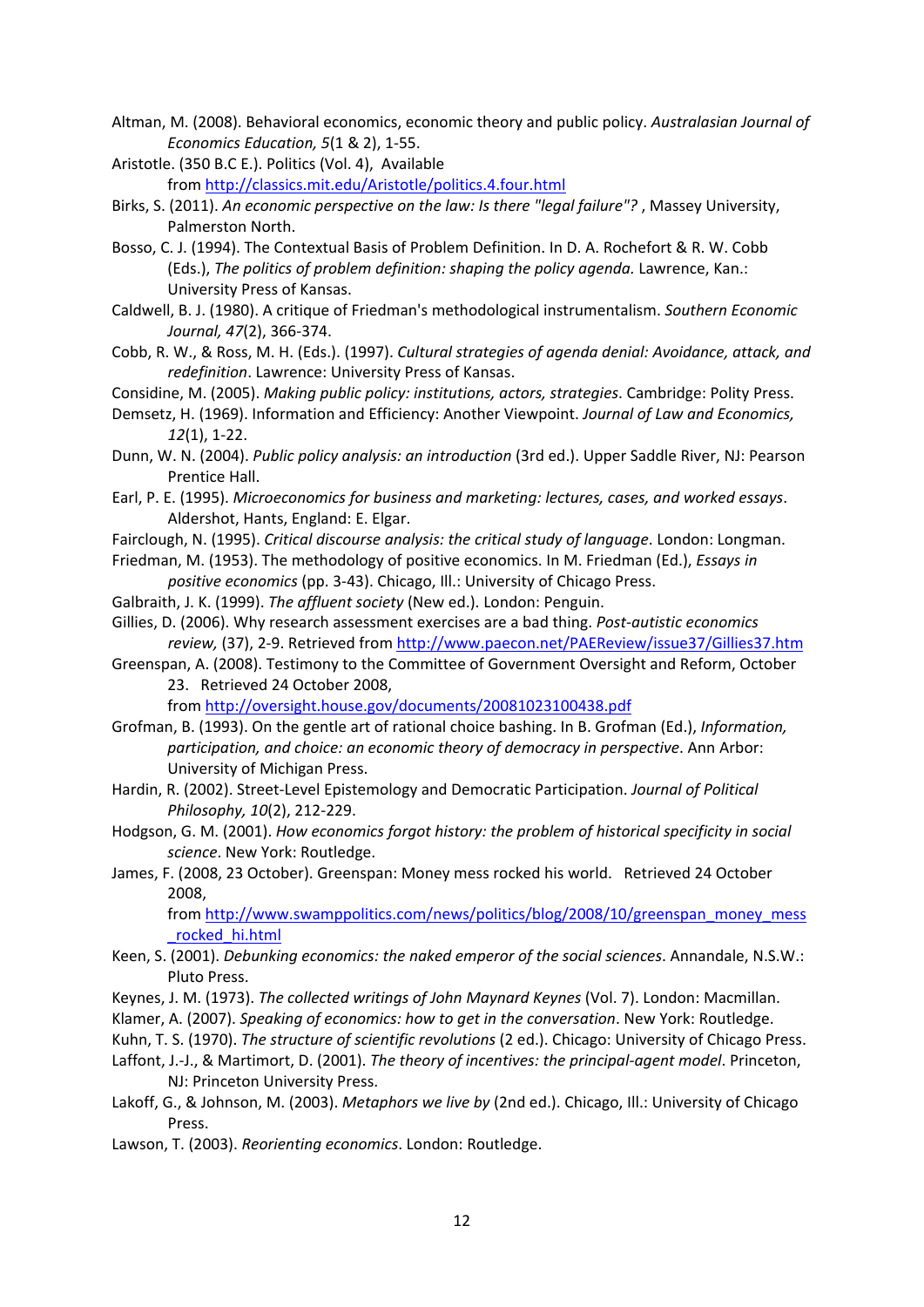Altman, M. (2008). Behavioral economics, economic theory and public policy. *Australasian Journal of Economics Education, 5*(1 & 2), 1-55.

Aristotle. (350 B.C E.). Politics (Vol. 4), Available from http://classics.mit.edu/Aristotle/politics.4.four.html

Birks, S. (2011). *An economic perspective on the law: Is there "legal failure"?* , Massey University, Palmerston North.

Bosso, C. J. (1994). The Contextual Basis of Problem Definition. In D. A. Rochefort & R. W. Cobb (Eds.), *The politics of problem definition: shaping the policy agenda.* Lawrence, Kan.: University Press of Kansas.

Caldwell, B. J. (1980). A critique of Friedman's methodological instrumentalism. *Southern Economic Journal, 47*(2), 366-374.

Cobb, R. W., & Ross, M. H. (Eds.). (1997). *Cultural strategies of agenda denial: Avoidance, attack, and redefinition*. Lawrence: University Press of Kansas.

Considine, M. (2005). *Making public policy: institutions, actors, strategies*. Cambridge: Polity Press.

Demsetz, H. (1969). Information and Efficiency: Another Viewpoint. *Journal of Law and Economics, 12*(1), 1-22.

Dunn, W. N. (2004). *Public policy analysis: an introduction* (3rd ed.). Upper Saddle River, NJ: Pearson Prentice Hall.

Earl, P. E. (1995). *Microeconomics for business and marketing: lectures, cases, and worked essays*. Aldershot, Hants, England: E. Elgar.

Fairclough, N. (1995). *Critical discourse analysis: the critical study of language*. London: Longman.

Friedman, M. (1953). The methodology of positive economics. In M. Friedman (Ed.), *Essays in positive economics* (pp. 3-43). Chicago, Ill.: University of Chicago Press.

Galbraith, J. K. (1999). *The affluent society* (New ed.). London: Penguin.

Gillies, D. (2006). Why research assessment exercises are a bad thing. *Post-autistic economics review,* (37), 2-9. Retrieved from http://www.paecon.net/PAEReview/issue37/Gillies37.htm

Greenspan, A. (2008). Testimony to the Committee of Government Oversight and Reform, October 23. Retrieved 24 October 2008, from http://oversight.house.gov/documents/20081023100438.pdf

Grofman, B. (1993). On the gentle art of rational choice bashing. In B. Grofman (Ed.), *Information, participation, and choice: an economic theory of democracy in perspective*. Ann Arbor: University of Michigan Press.

Hardin, R. (2002). Street-Level Epistemology and Democratic Participation. *Journal of Political Philosophy, 10*(2), 212-229.

Hodgson, G. M. (2001). *How economics forgot history: the problem of historical specificity in social science*. New York: Routledge.

James, F. (2008, 23 October). Greenspan: Money mess rocked his world. Retrieved 24 October 2008, from http://www.swamppolitics.com/news/politics/blog/2008/10/greenspan_money_mess_rocked_hi.html

Keen, S. (2001). *Debunking economics: the naked emperor of the social sciences*. Annandale, N.S.W.: Pluto Press.

Keynes, J. M. (1973). *The collected writings of John Maynard Keynes* (Vol. 7). London: Macmillan.

Klamer, A. (2007). *Speaking of economics: how to get in the conversation*. New York: Routledge.

Kuhn, T. S. (1970). *The structure of scientific revolutions* (2 ed.). Chicago: University of Chicago Press.

Laffont, J.-J., & Martimort, D. (2001). *The theory of incentives: the principal-agent model*. Princeton, NJ: Princeton University Press.

Lakoff, G., & Johnson, M. (2003). *Metaphors we live by* (2nd ed.). Chicago, Ill.: University of Chicago Press.

Lawson, T. (2003). *Reorienting economics*. London: Routledge.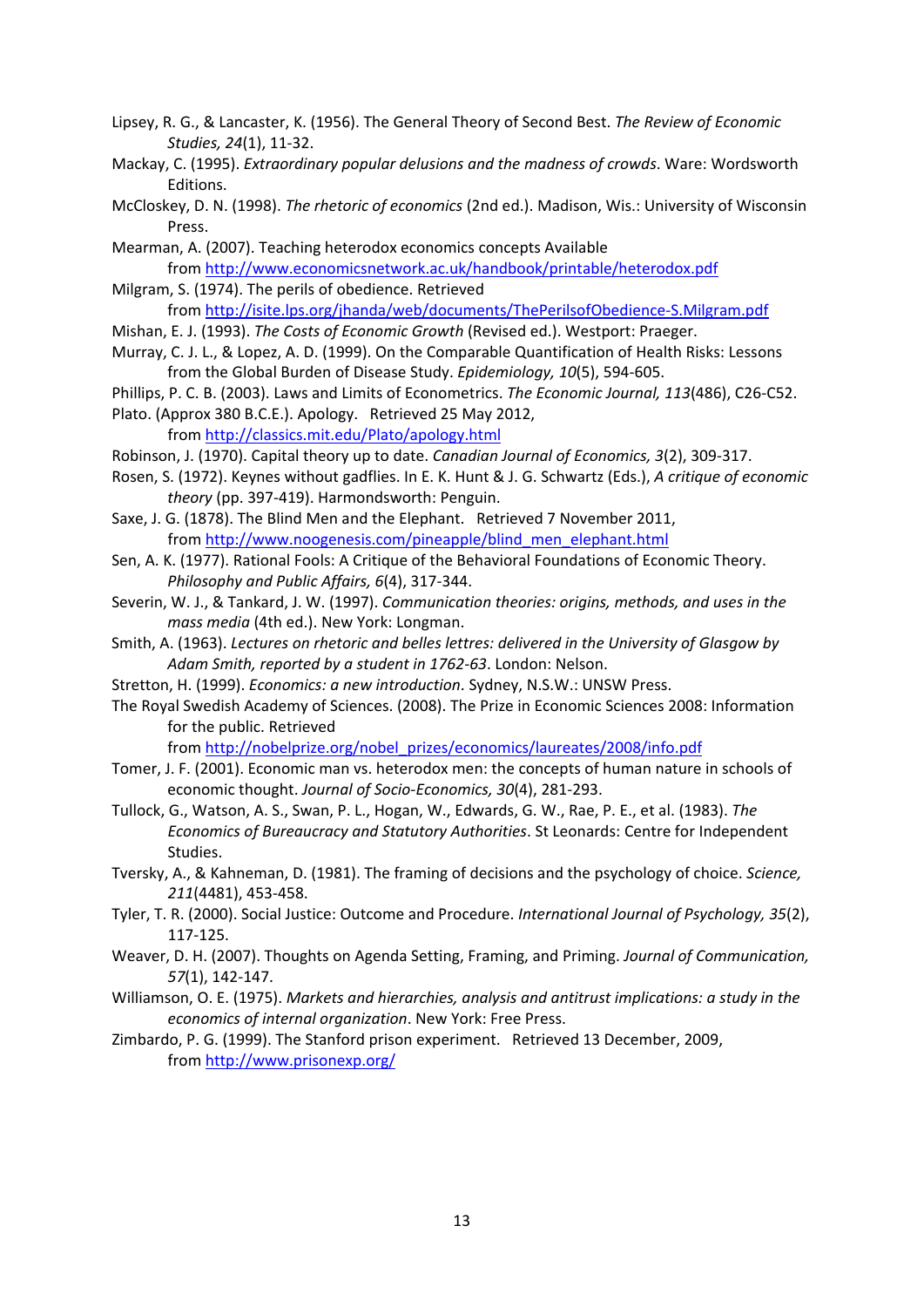Lipsey, R. G., & Lancaster, K. (1956). The General Theory of Second Best. *The Review of Economic Studies, 24*(1), 11-32.

Mackay, C. (1995). *Extraordinary popular delusions and the madness of crowds*. Ware: Wordsworth Editions.

McCloskey, D. N. (1998). *The rhetoric of economics* (2nd ed.). Madison, Wis.: University of Wisconsin Press.

Mearman, A. (2007). Teaching heterodox economics concepts Available from http://www.economicsnetwork.ac.uk/handbook/printable/heterodox.pdf

Milgram, S. (1974). The perils of obedience. Retrieved from http://isite.lps.org/jhanda/web/documents/ThePerilsofObedience-S.Milgram.pdf

Mishan, E. J. (1993). *The Costs of Economic Growth* (Revised ed.). Westport: Praeger.

Murray, C. J. L., & Lopez, A. D. (1999). On the Comparable Quantification of Health Risks: Lessons from the Global Burden of Disease Study. *Epidemiology, 10*(5), 594-605.

Phillips, P. C. B. (2003). Laws and Limits of Econometrics. *The Economic Journal, 113*(486), C26-C52.

Plato. (Approx 380 B.C.E.). Apology. Retrieved 25 May 2012, from http://classics.mit.edu/Plato/apology.html

Robinson, J. (1970). Capital theory up to date. *Canadian Journal of Economics, 3*(2), 309-317.

Rosen, S. (1972). Keynes without gadflies. In E. K. Hunt & J. G. Schwartz (Eds.), *A critique of economic theory* (pp. 397-419). Harmondsworth: Penguin.

Saxe, J. G. (1878). The Blind Men and the Elephant. Retrieved 7 November 2011, from http://www.noogenesis.com/pineapple/blind_men_elephant.html

Sen, A. K. (1977). Rational Fools: A Critique of the Behavioral Foundations of Economic Theory. *Philosophy and Public Affairs, 6*(4), 317-344.

Severin, W. J., & Tankard, J. W. (1997). *Communication theories: origins, methods, and uses in the mass media* (4th ed.). New York: Longman.

Smith, A. (1963). *Lectures on rhetoric and belles lettres: delivered in the University of Glasgow by Adam Smith, reported by a student in 1762-63*. London: Nelson.

Stretton, H. (1999). *Economics: a new introduction*. Sydney, N.S.W.: UNSW Press.

The Royal Swedish Academy of Sciences. (2008). The Prize in Economic Sciences 2008: Information for the public. Retrieved from http://nobelprize.org/nobel_prizes/economics/laureates/2008/info.pdf

Tomer, J. F. (2001). Economic man vs. heterodox men: the concepts of human nature in schools of economic thought. *Journal of Socio-Economics, 30*(4), 281-293.

Tullock, G., Watson, A. S., Swan, P. L., Hogan, W., Edwards, G. W., Rae, P. E., et al. (1983). *The Economics of Bureaucracy and Statutory Authorities*. St Leonards: Centre for Independent Studies.

Tversky, A., & Kahneman, D. (1981). The framing of decisions and the psychology of choice. *Science, 211*(4481), 453-458.

Tyler, T. R. (2000). Social Justice: Outcome and Procedure. *International Journal of Psychology, 35*(2), 117-125.

Weaver, D. H. (2007). Thoughts on Agenda Setting, Framing, and Priming. *Journal of Communication, 57*(1), 142-147.

Williamson, O. E. (1975). *Markets and hierarchies, analysis and antitrust implications: a study in the economics of internal organization*. New York: Free Press.

Zimbardo, P. G. (1999). The Stanford prison experiment. Retrieved 13 December, 2009, from http://www.prisonexp.org/